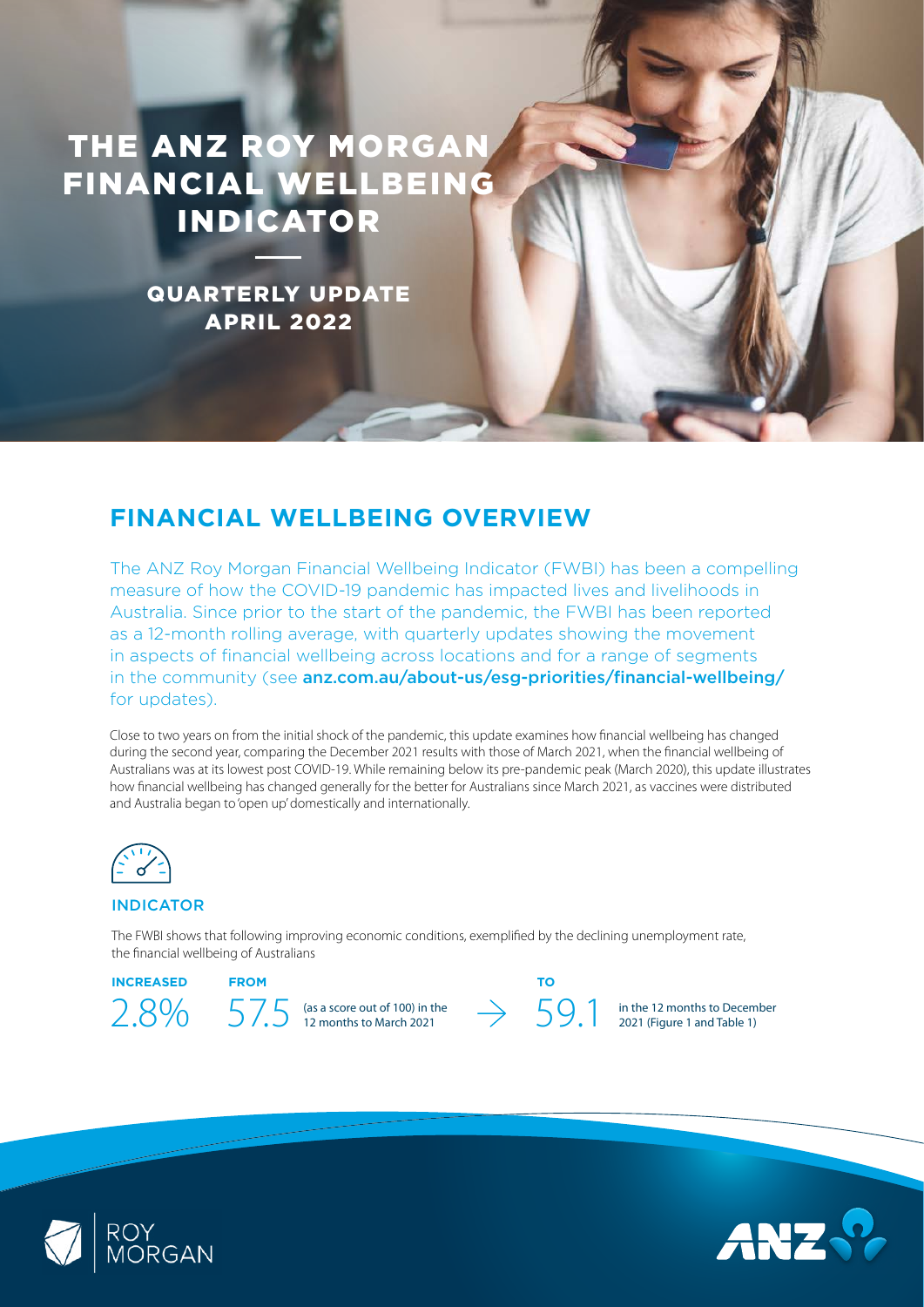# THE ANZ ROY MORGAN FINANCIAL WELLBEING INDICATOR

## QUARTERLY UPDATE APRIL 2022

## FINANCIAL WELLBEING OVERVIEW

The ANZ Roy Morgan Financial Wellbeing Indicator (FWBI) has been a compelling measure of how the COVID-19 pandemic has impacted lives and livelihoods in Australia. Since prior to the start of the pandemic, the FWBI has been reported as a 12-month rolling average, with quarterly updates showing the movement in aspects of financial wellbeing across locations and for a range of segments in the community (see **anz.com.au/about-us/esg-priorities/financial-wellbeing/** for updates).

Close to two years on from the initial shock of the pandemic, this update examines how financial wellbeing has changed during the second year, comparing the December 2021 results with those of March 2021, when the financial wellbeing of Australians was at its lowest post COVID-19. While remaining below its pre-pandemic peak (March 2020), this update illustrates how financial wellbeing has changed generally for the better for Australians since March 2021, as vaccines were distributed and Australia began to 'open up' domestically and internationally.

### INDICATOR

The FWBI shows that following improving economic conditions, exemplified by the declining unemployment rate, the financial wellbeing of Australians

**INCREASED** 2.8% **FROM** 57.5 (as a score out of 100) in the 12 months to March 2021 → **TO** 59.1 in the 12 months to December 2021 (Figure 1 and Table 1)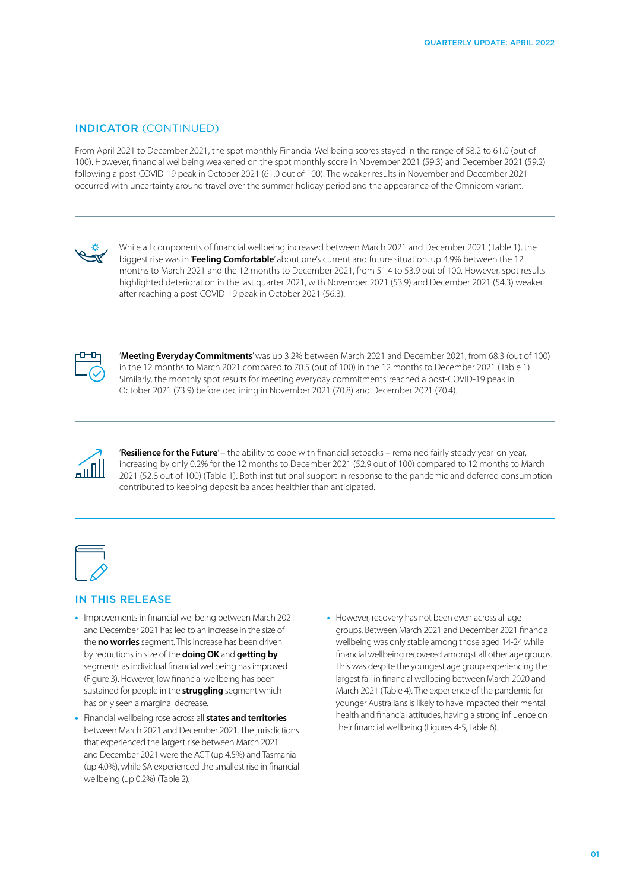## INDICATOR (CONTINUED)

From April 2021 to December 2021, the spot monthly Financial Wellbeing scores stayed in the range of 58.2 to 61.0 (out of 100). However, financial wellbeing weakened on the spot monthly score in November 2021 (59.3) and December 2021 (59.2) following a post-COVID-19 peak in October 2021 (61.0 out of 100). The weaker results in November and December 2021 occurred with uncertainty around travel over the summer holiday period and the appearance of the Omnicom variant.

---

While all components of financial wellbeing increased between March 2021 and December 2021 (Table 1), the biggest rise was in '**Feeling Comfortable**' about one's current and future situation, up 4.9% between the 12 months to March 2021 and the 12 months to December 2021, from 51.4 to 53.9 out of 100. However, spot results highlighted deterioration in the last quarter 2021, with November 2021 (53.9) and December 2021 (54.3) weaker after reaching a post-COVID-19 peak in October 2021 (56.3).

---

'**Meeting Everyday Commitments**' was up 3.2% between March 2021 and December 2021, from 68.3 (out of 100) in the 12 months to March 2021 compared to 70.5 (out of 100) in the 12 months to December 2021 (Table 1). Similarly, the monthly spot results for 'meeting everyday commitments' reached a post-COVID-19 peak in October 2021 (73.9) before declining in November 2021 (70.8) and December 2021 (70.4).

---

'**Resilience for the Future**' – the ability to cope with financial setbacks – remained fairly steady year-on-year, increasing by only 0.2% for the 12 months to December 2021 (52.9 out of 100) compared to 12 months to March 2021 (52.8 out of 100) (Table 1). Both institutional support in response to the pandemic and deferred consumption contributed to keeping deposit balances healthier than anticipated.

---

## IN THIS RELEASE

- Improvements in financial wellbeing between March 2021 and December 2021 has led to an increase in the size of the **no worries** segment. This increase has been driven by reductions in size of the **doing OK** and **getting by** segments as individual financial wellbeing has improved (Figure 3). However, low financial wellbeing has been sustained for people in the **struggling** segment which has only seen a marginal decrease.
- Financial wellbeing rose across all **states and territories** between March 2021 and December 2021. The jurisdictions that experienced the largest rise between March 2021 and December 2021 were the ACT (up 4.5%) and Tasmania (up 4.0%), while SA experienced the smallest rise in financial wellbeing (up 0.2%) (Table 2).
- However, recovery has not been even across all age groups. Between March 2021 and December 2021 financial wellbeing was only stable among those aged 14-24 while financial wellbeing recovered amongst all other age groups. This was despite the youngest age group experiencing the largest fall in financial wellbeing between March 2020 and March 2021 (Table 4). The experience of the pandemic for younger Australians is likely to have impacted their mental health and financial attitudes, having a strong influence on their financial wellbeing (Figures 4-5, Table 6).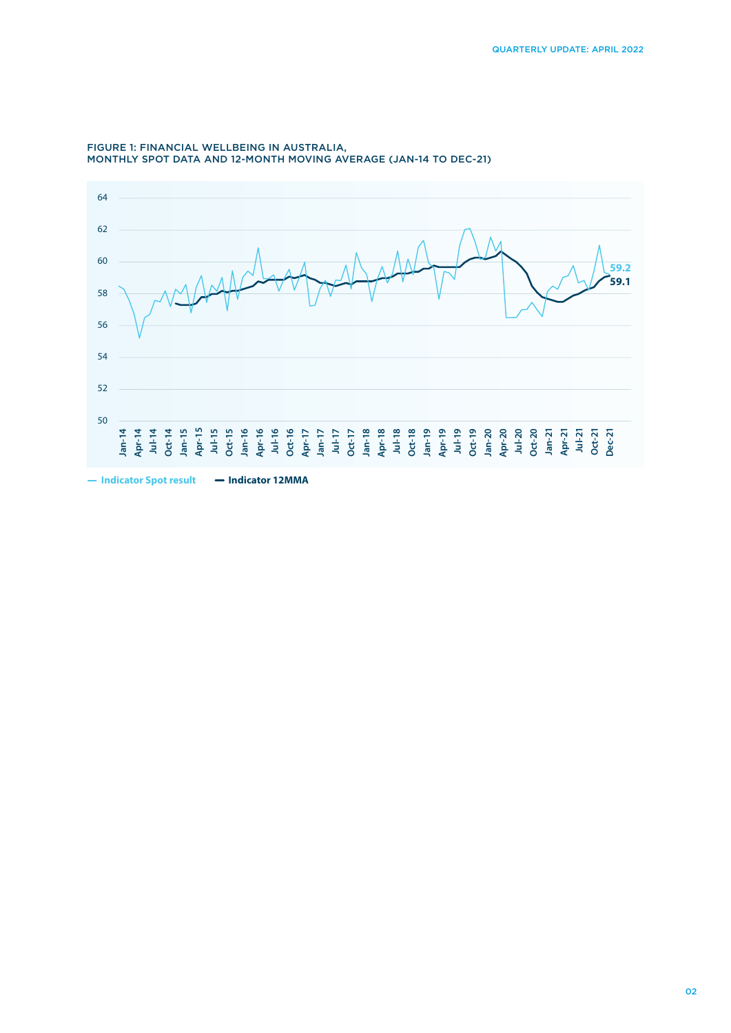FIGURE 1: FINANCIAL WELLBEING IN AUSTRALIA, MONTHLY SPOT DATA AND 12-MONTH MOVING AVERAGE (JAN-14 TO DEC-21)

— Indicator Spot result — Indicator 12MMA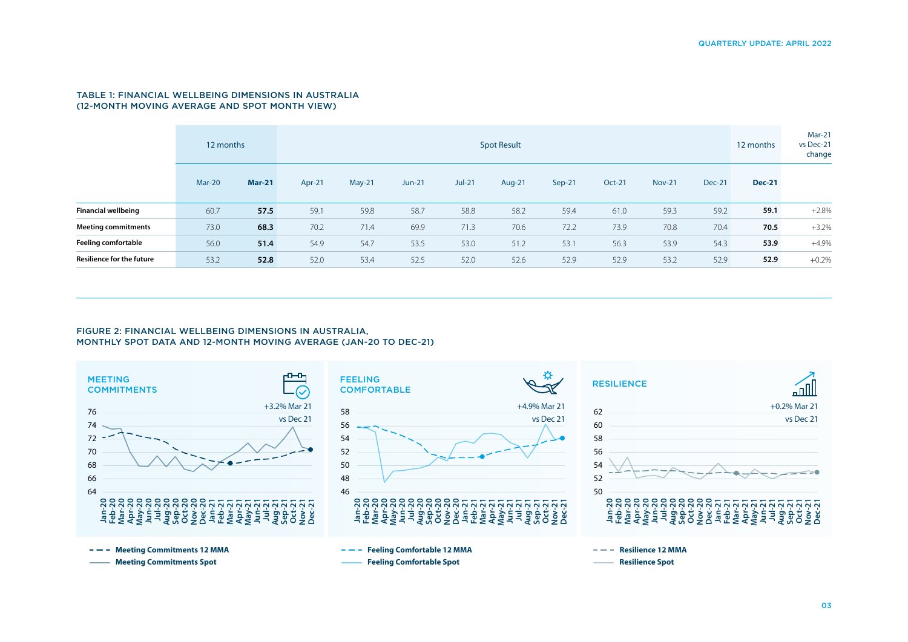## TABLE 1: FINANCIAL WELLBEING DIMENSIONS IN AUSTRALIA (12-MONTH MOVING AVERAGE AND SPOT MONTH VIEW)

| | 12 months | | Spot Result | | | | | | | | | 12 months | Mar-21 vs Dec-21 change |
|---|---|---|---|---|---|---|---|---|---|---|---|---|---|
| | Mar-20 | **Mar-21** | Apr-21 | May-21 | Jun-21 | Jul-21 | Aug-21 | Sep-21 | Oct-21 | Nov-21 | Dec-21 | **Dec-21** | |
| **Financial wellbeing** | 60.7 | **57.5** | 59.1 | 59.8 | 58.7 | 58.8 | 58.2 | 59.4 | 61.0 | 59.3 | 59.2 | **59.1** | +2.8% |
| **Meeting commitments** | 73.0 | **68.3** | 70.2 | 71.4 | 69.9 | 71.3 | 70.6 | 72.2 | 73.9 | 70.8 | 70.4 | **70.5** | +3.2% |
| **Feeling comfortable** | 56.0 | **51.4** | 54.9 | 54.7 | 53.5 | 53.0 | 51.2 | 53.1 | 56.3 | 53.9 | 54.3 | **53.9** | +4.9% |
| **Resilience for the future** | 53.2 | **52.8** | 52.0 | 53.4 | 52.5 | 52.0 | 52.6 | 52.9 | 52.9 | 53.2 | 52.9 | **52.9** | +0.2% |

## FIGURE 2: FINANCIAL WELLBEING DIMENSIONS IN AUSTRALIA, MONTHLY SPOT DATA AND 12-MONTH MOVING AVERAGE (JAN-20 TO DEC-21)

**MEETING COMMITMENTS** — +3.2% Mar 21 vs Dec 21

- Meeting Commitments 12 MMA
- Meeting Commitments Spot

**FEELING COMFORTABLE** — +4.9% Mar 21 vs Dec 21

- Feeling Comfortable 12 MMA
- Feeling Comfortable Spot

**RESILIENCE** — +0.2% Mar 21 vs Dec 21

- Resilience 12 MMA
- Resilience Spot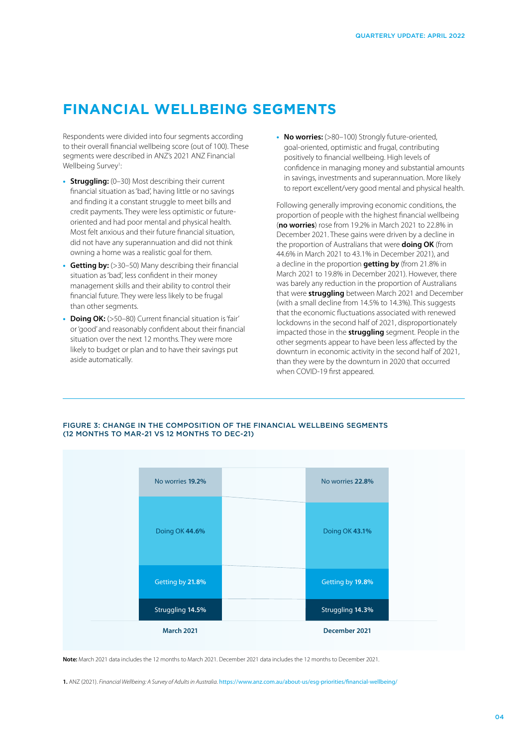# FINANCIAL WELLBEING SEGMENTS

Respondents were divided into four segments according to their overall financial wellbeing score (out of 100). These segments were described in ANZ's 2021 ANZ Financial Wellbeing Survey[1]:

- **Struggling:** (0–30) Most describing their current financial situation as 'bad', having little or no savings and finding it a constant struggle to meet bills and credit payments. They were less optimistic or future-oriented and had poor mental and physical health. Most felt anxious and their future financial situation, did not have any superannuation and did not think owning a home was a realistic goal for them.
- **Getting by:** (>30–50) Many describing their financial situation as 'bad', less confident in their money management skills and their ability to control their financial future. They were less likely to be frugal than other segments.
- **Doing OK:** (>50–80) Current financial situation is 'fair' or 'good' and reasonably confident about their financial situation over the next 12 months. They were more likely to budget or plan and to have their savings put aside automatically.
- **No worries:** (>80–100) Strongly future-oriented, goal-oriented, optimistic and frugal, contributing positively to financial wellbeing. High levels of confidence in managing money and substantial amounts in savings, investments and superannuation. More likely to report excellent/very good mental and physical health.

Following generally improving economic conditions, the proportion of people with the highest financial wellbeing (**no worries**) rose from 19.2% in March 2021 to 22.8% in December 2021. These gains were driven by a decline in the proportion of Australians that were **doing OK** (from 44.6% in March 2021 to 43.1% in December 2021), and a decline in the proportion **getting by** (from 21.8% in March 2021 to 19.8% in December 2021). However, there was barely any reduction in the proportion of Australians that were **struggling** between March 2021 and December (with a small decline from 14.5% to 14.3%). This suggests that the economic fluctuations associated with renewed lockdowns in the second half of 2021, disproportionately impacted those in the **struggling** segment. People in the other segments appear to have been less affected by the downturn in economic activity in the second half of 2021, than they were by the downturn in 2020 that occurred when COVID-19 first appeared.

**FIGURE 3: CHANGE IN THE COMPOSITION OF THE FINANCIAL WELLBEING SEGMENTS (12 MONTHS TO MAR-21 VS 12 MONTHS TO DEC-21)**

| Segment | March 2021 | December 2021 |
|---|---|---|
| No worries | 19.2% | 22.8% |
| Doing OK | 44.6% | 43.1% |
| Getting by | 21.8% | 19.8% |
| Struggling | 14.5% | 14.3% |

**Note:** March 2021 data includes the 12 months to March 2021. December 2021 data includes the 12 months to December 2021.

**1.** ANZ (2021). *Financial Wellbeing: A Survey of Adults in Australia.* https://www.anz.com.au/about-us/esg-priorities/financial-wellbeing/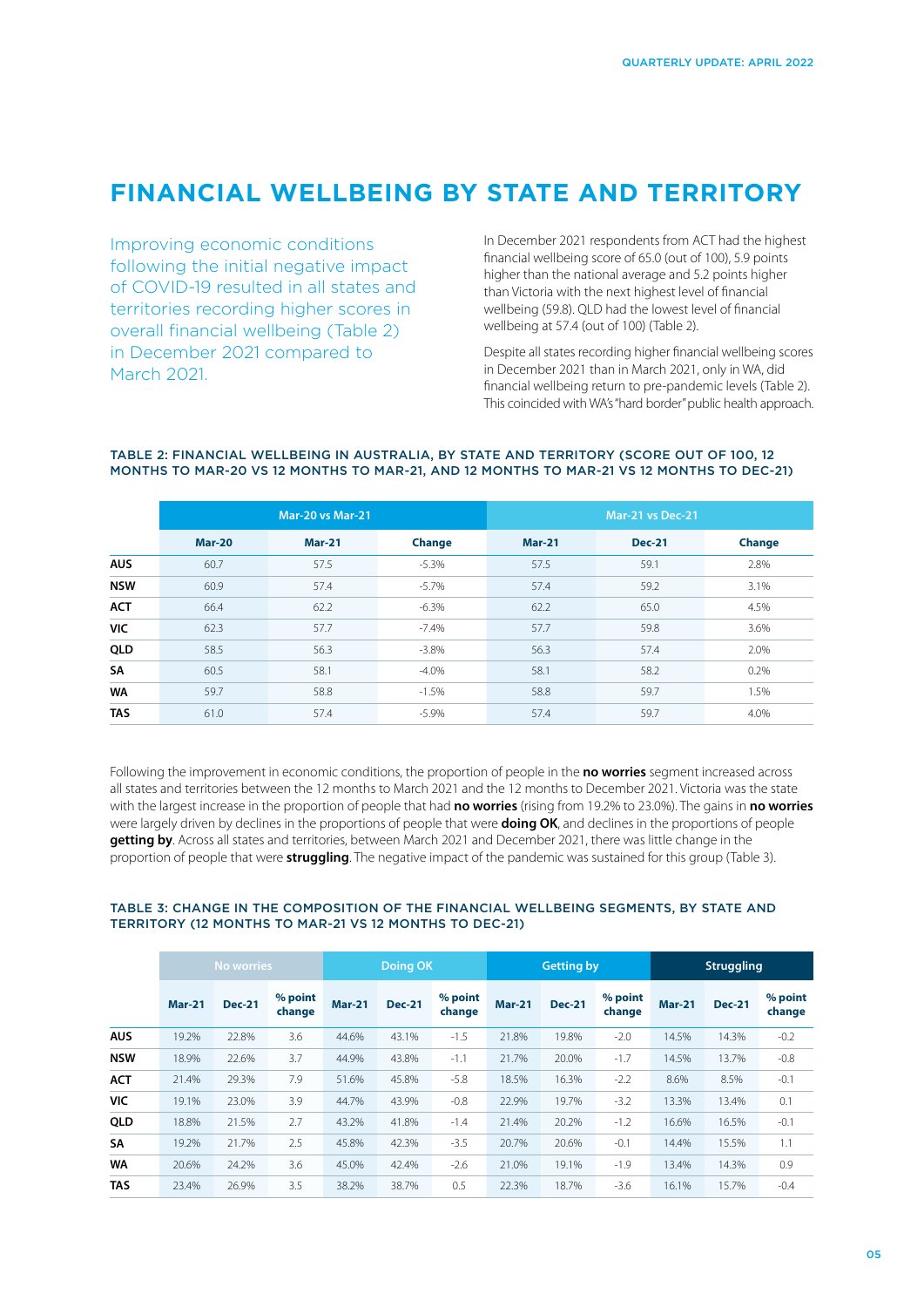# FINANCIAL WELLBEING BY STATE AND TERRITORY

Improving economic conditions following the initial negative impact of COVID-19 resulted in all states and territories recording higher scores in overall financial wellbeing (Table 2) in December 2021 compared to March 2021.

In December 2021 respondents from ACT had the highest financial wellbeing score of 65.0 (out of 100), 5.9 points higher than the national average and 5.2 points higher than Victoria with the next highest level of financial wellbeing (59.8). QLD had the lowest level of financial wellbeing at 57.4 (out of 100) (Table 2).

Despite all states recording higher financial wellbeing scores in December 2021 than in March 2021, only in WA, did financial wellbeing return to pre-pandemic levels (Table 2). This coincided with WA's "hard border" public health approach.

#### TABLE 2: FINANCIAL WELLBEING IN AUSTRALIA, BY STATE AND TERRITORY (SCORE OUT OF 100, 12 MONTHS TO MAR-20 VS 12 MONTHS TO MAR-21, AND 12 MONTHS TO MAR-21 VS 12 MONTHS TO DEC-21)

| | Mar-20 vs Mar-21 | | | Mar-21 vs Dec-21 | | |
|---|---|---|---|---|---|---|
| | **Mar-20** | **Mar-21** | **Change** | **Mar-21** | **Dec-21** | **Change** |
| **AUS** | 60.7 | 57.5 | -5.3% | 57.5 | 59.1 | 2.8% |
| **NSW** | 60.9 | 57.4 | -5.7% | 57.4 | 59.2 | 3.1% |
| **ACT** | 66.4 | 62.2 | -6.3% | 62.2 | 65.0 | 4.5% |
| **VIC** | 62.3 | 57.7 | -7.4% | 57.7 | 59.8 | 3.6% |
| **QLD** | 58.5 | 56.3 | -3.8% | 56.3 | 57.4 | 2.0% |
| **SA** | 60.5 | 58.1 | -4.0% | 58.1 | 58.2 | 0.2% |
| **WA** | 59.7 | 58.8 | -1.5% | 58.8 | 59.7 | 1.5% |
| **TAS** | 61.0 | 57.4 | -5.9% | 57.4 | 59.7 | 4.0% |

Following the improvement in economic conditions, the proportion of people in the **no worries** segment increased across all states and territories between the 12 months to March 2021 and the 12 months to December 2021. Victoria was the state with the largest increase in the proportion of people that had **no worries** (rising from 19.2% to 23.0%). The gains in **no worries** were largely driven by declines in the proportions of people that were **doing OK**, and declines in the proportions of people **getting by**. Across all states and territories, between March 2021 and December 2021, there was little change in the proportion of people that were **struggling**. The negative impact of the pandemic was sustained for this group (Table 3).

#### TABLE 3: CHANGE IN THE COMPOSITION OF THE FINANCIAL WELLBEING SEGMENTS, BY STATE AND TERRITORY (12 MONTHS TO MAR-21 VS 12 MONTHS TO DEC-21)

| | No worries | | | Doing OK | | | Getting by | | | Struggling | | |
|---|---|---|---|---|---|---|---|---|---|---|---|---|
| | **Mar-21** | **Dec-21** | **% point change** | **Mar-21** | **Dec-21** | **% point change** | **Mar-21** | **Dec-21** | **% point change** | **Mar-21** | **Dec-21** | **% point change** |
| **AUS** | 19.2% | 22.8% | 3.6 | 44.6% | 43.1% | -1.5 | 21.8% | 19.8% | -2.0 | 14.5% | 14.3% | -0.2 |
| **NSW** | 18.9% | 22.6% | 3.7 | 44.9% | 43.8% | -1.1 | 21.7% | 20.0% | -1.7 | 14.5% | 13.7% | -0.8 |
| **ACT** | 21.4% | 29.3% | 7.9 | 51.6% | 45.8% | -5.8 | 18.5% | 16.3% | -2.2 | 8.6% | 8.5% | -0.1 |
| **VIC** | 19.1% | 23.0% | 3.9 | 44.7% | 43.9% | -0.8 | 22.9% | 19.7% | -3.2 | 13.3% | 13.4% | 0.1 |
| **QLD** | 18.8% | 21.5% | 2.7 | 43.2% | 41.8% | -1.4 | 21.4% | 20.2% | -1.2 | 16.6% | 16.5% | -0.1 |
| **SA** | 19.2% | 21.7% | 2.5 | 45.8% | 42.3% | -3.5 | 20.7% | 20.6% | -0.1 | 14.4% | 15.5% | 1.1 |
| **WA** | 20.6% | 24.2% | 3.6 | 45.0% | 42.4% | -2.6 | 21.0% | 19.1% | -1.9 | 13.4% | 14.3% | 0.9 |
| **TAS** | 23.4% | 26.9% | 3.5 | 38.2% | 38.7% | 0.5 | 22.3% | 18.7% | -3.6 | 16.1% | 15.7% | -0.4 |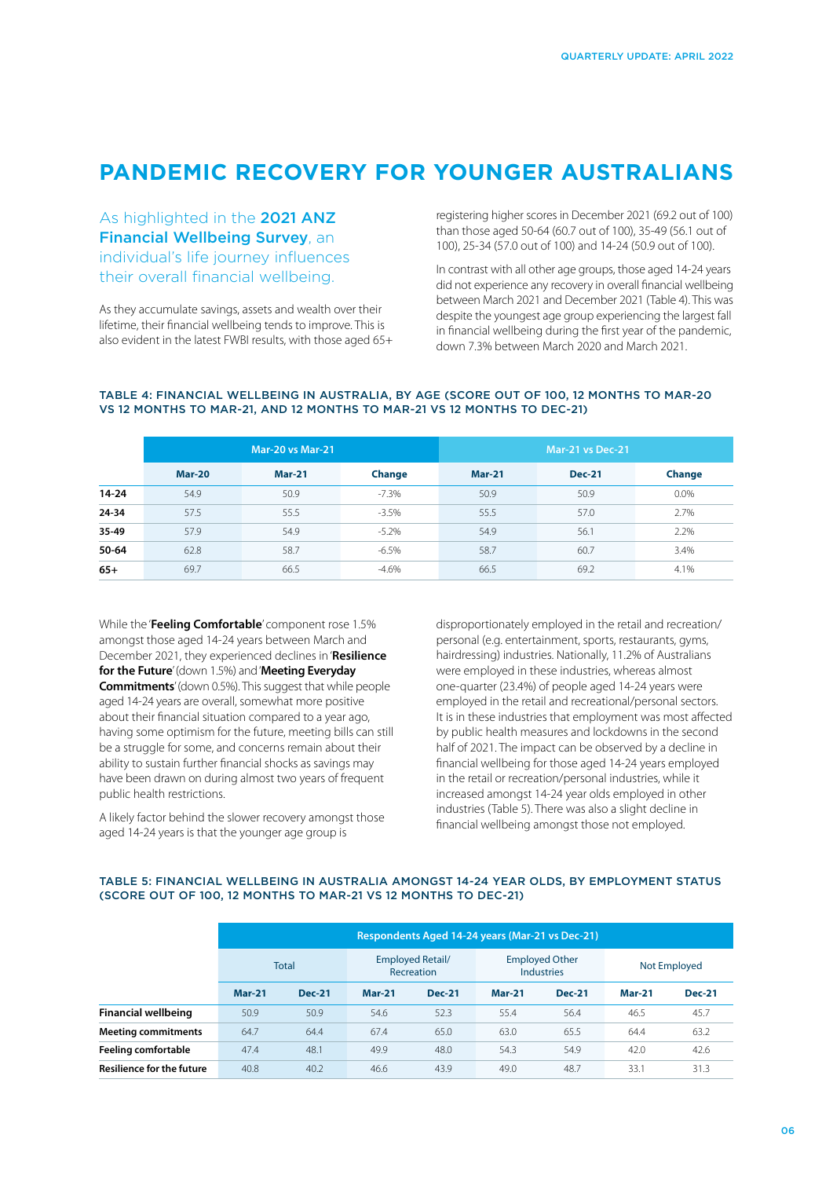# PANDEMIC RECOVERY FOR YOUNGER AUSTRALIANS

As highlighted in the **2021 ANZ Financial Wellbeing Survey**, an individual's life journey influences their overall financial wellbeing.

As they accumulate savings, assets and wealth over their lifetime, their financial wellbeing tends to improve. This is also evident in the latest FWBI results, with those aged 65+ registering higher scores in December 2021 (69.2 out of 100) than those aged 50-64 (60.7 out of 100), 35-49 (56.1 out of 100), 25-34 (57.0 out of 100) and 14-24 (50.9 out of 100).

In contrast with all other age groups, those aged 14-24 years did not experience any recovery in overall financial wellbeing between March 2021 and December 2021 (Table 4). This was despite the youngest age group experiencing the largest fall in financial wellbeing during the first year of the pandemic, down 7.3% between March 2020 and March 2021.

### TABLE 4: FINANCIAL WELLBEING IN AUSTRALIA, BY AGE (SCORE OUT OF 100, 12 MONTHS TO MAR-20 VS 12 MONTHS TO MAR-21, AND 12 MONTHS TO MAR-21 VS 12 MONTHS TO DEC-21)

| | Mar-20 vs Mar-21 | | | Mar-21 vs Dec-21 | | |
|---|---|---|---|---|---|---|
| | **Mar-20** | **Mar-21** | **Change** | **Mar-21** | **Dec-21** | **Change** |
| **14-24** | 54.9 | 50.9 | -7.3% | 50.9 | 50.9 | 0.0% |
| **24-34** | 57.5 | 55.5 | -3.5% | 55.5 | 57.0 | 2.7% |
| **35-49** | 57.9 | 54.9 | -5.2% | 54.9 | 56.1 | 2.2% |
| **50-64** | 62.8 | 58.7 | -6.5% | 58.7 | 60.7 | 3.4% |
| **65+** | 69.7 | 66.5 | -4.6% | 66.5 | 69.2 | 4.1% |

While the '**Feeling Comfortable**' component rose 1.5% amongst those aged 14-24 years between March and December 2021, they experienced declines in '**Resilience for the Future**' (down 1.5%) and '**Meeting Everyday Commitments**' (down 0.5%). This suggest that while people aged 14-24 years are overall, somewhat more positive about their financial situation compared to a year ago, having some optimism for the future, meeting bills can still be a struggle for some, and concerns remain about their ability to sustain further financial shocks as savings may have been drawn on during almost two years of frequent public health restrictions.

A likely factor behind the slower recovery amongst those aged 14-24 years is that the younger age group is disproportionately employed in the retail and recreation/personal (e.g. entertainment, sports, restaurants, gyms, hairdressing) industries. Nationally, 11.2% of Australians were employed in these industries, whereas almost one-quarter (23.4%) of people aged 14-24 years were employed in the retail and recreational/personal sectors. It is in these industries that employment was most affected by public health measures and lockdowns in the second half of 2021. The impact can be observed by a decline in financial wellbeing for those aged 14-24 years employed in the retail or recreation/personal industries, while it increased amongst 14-24 year olds employed in other industries (Table 5). There was also a slight decline in financial wellbeing amongst those not employed.

### TABLE 5: FINANCIAL WELLBEING IN AUSTRALIA AMONGST 14-24 YEAR OLDS, BY EMPLOYMENT STATUS (SCORE OUT OF 100, 12 MONTHS TO MAR-21 VS 12 MONTHS TO DEC-21)

| | Respondents Aged 14-24 years (Mar-21 vs Dec-21) | | | | | | | |
|---|---|---|---|---|---|---|---|---|
| | Total | | Employed Retail/ Recreation | | Employed Other Industries | | Not Employed | |
| | **Mar-21** | **Dec-21** | **Mar-21** | **Dec-21** | **Mar-21** | **Dec-21** | **Mar-21** | **Dec-21** |
| **Financial wellbeing** | 50.9 | 50.9 | 54.6 | 52.3 | 55.4 | 56.4 | 46.5 | 45.7 |
| **Meeting commitments** | 64.7 | 64.4 | 67.4 | 65.0 | 63.0 | 65.5 | 64.4 | 63.2 |
| **Feeling comfortable** | 47.4 | 48.1 | 49.9 | 48.0 | 54.3 | 54.9 | 42.0 | 42.6 |
| **Resilience for the future** | 40.8 | 40.2 | 46.6 | 43.9 | 49.0 | 48.7 | 33.1 | 31.3 |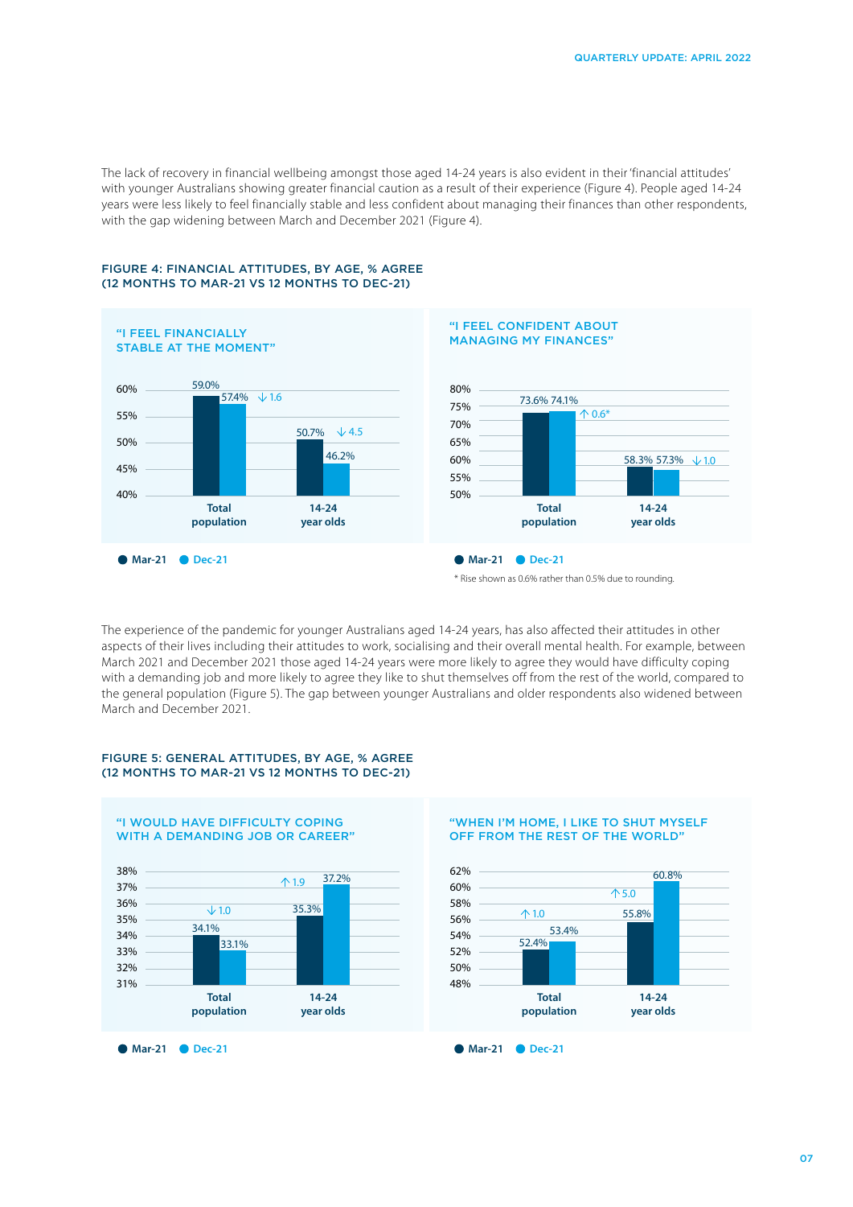The lack of recovery in financial wellbeing amongst those aged 14-24 years is also evident in their 'financial attitudes' with younger Australians showing greater financial caution as a result of their experience (Figure 4). People aged 14-24 years were less likely to feel financially stable and less confident about managing their finances than other respondents, with the gap widening between March and December 2021 (Figure 4).

**FIGURE 4: FINANCIAL ATTITUDES, BY AGE, % AGREE (12 MONTHS TO MAR-21 VS 12 MONTHS TO DEC-21)**

"I FEEL FINANCIALLY STABLE AT THE MOMENT"

| | Mar-21 | Dec-21 | Change |
|---|---|---|---|
| Total population | 59.0% | 57.4% | ↓ 1.6 |
| 14-24 year olds | 50.7% | 46.2% | ↓ 4.5 |

"I FEEL CONFIDENT ABOUT MANAGING MY FINANCES"

| | Mar-21 | Dec-21 | Change |
|---|---|---|---|
| Total population | 73.6% | 74.1% | ↑ 0.6* |
| 14-24 year olds | 58.3% | 57.3% | ↓ 1.0 |

\* Rise shown as 0.6% rather than 0.5% due to rounding.

The experience of the pandemic for younger Australians aged 14-24 years, has also affected their attitudes in other aspects of their lives including their attitudes to work, socialising and their overall mental health. For example, between March 2021 and December 2021 those aged 14-24 years were more likely to agree they would have difficulty coping with a demanding job and more likely to agree they like to shut themselves off from the rest of the world, compared to the general population (Figure 5). The gap between younger Australians and older respondents also widened between March and December 2021.

**FIGURE 5: GENERAL ATTITUDES, BY AGE, % AGREE (12 MONTHS TO MAR-21 VS 12 MONTHS TO DEC-21)**

"I WOULD HAVE DIFFICULTY COPING WITH A DEMANDING JOB OR CAREER"

| | Mar-21 | Dec-21 | Change |
|---|---|---|---|
| Total population | 34.1% | 33.1% | ↓ 1.0 |
| 14-24 year olds | 35.3% | 37.2% | ↑ 1.9 |

"WHEN I'M HOME, I LIKE TO SHUT MYSELF OFF FROM THE REST OF THE WORLD"

| | Mar-21 | Dec-21 | Change |
|---|---|---|---|
| Total population | 52.4% | 53.4% | ↑ 1.0 |
| 14-24 year olds | 55.8% | 60.8% | ↑ 5.0 |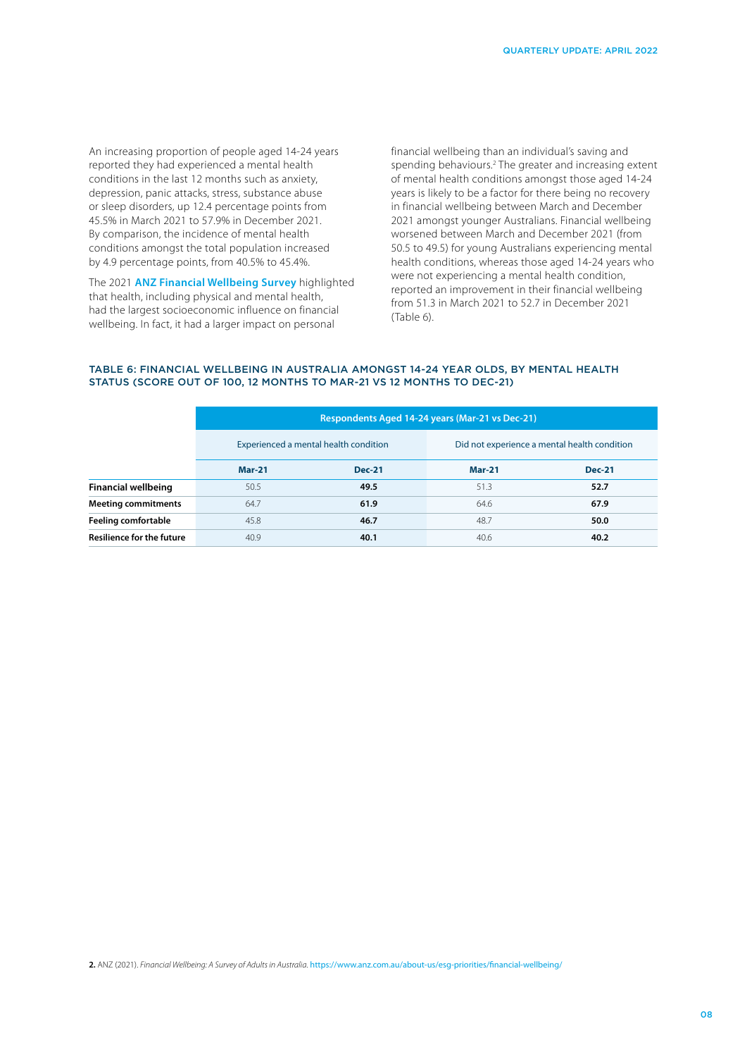An increasing proportion of people aged 14-24 years reported they had experienced a mental health conditions in the last 12 months such as anxiety, depression, panic attacks, stress, substance abuse or sleep disorders, up 12.4 percentage points from 45.5% in March 2021 to 57.9% in December 2021. By comparison, the incidence of mental health conditions amongst the total population increased by 4.9 percentage points, from 40.5% to 45.4%.

The 2021 **ANZ Financial Wellbeing Survey** highlighted that health, including physical and mental health, had the largest socioeconomic influence on financial wellbeing. In fact, it had a larger impact on personal financial wellbeing than an individual's saving and spending behaviours.[2] The greater and increasing extent of mental health conditions amongst those aged 14-24 years is likely to be a factor for there being no recovery in financial wellbeing between March and December 2021 amongst younger Australians. Financial wellbeing worsened between March and December 2021 (from 50.5 to 49.5) for young Australians experiencing mental health conditions, whereas those aged 14-24 years who were not experiencing a mental health condition, reported an improvement in their financial wellbeing from 51.3 in March 2021 to 52.7 in December 2021 (Table 6).

### TABLE 6: FINANCIAL WELLBEING IN AUSTRALIA AMONGST 14-24 YEAR OLDS, BY MENTAL HEALTH STATUS (SCORE OUT OF 100, 12 MONTHS TO MAR-21 VS 12 MONTHS TO DEC-21)

| | Respondents Aged 14-24 years (Mar-21 vs Dec-21) | | | |
|---|---|---|---|---|
| | Experienced a mental health condition | | Did not experience a mental health condition | |
| | **Mar-21** | **Dec-21** | **Mar-21** | **Dec-21** |
| **Financial wellbeing** | 50.5 | **49.5** | 51.3 | **52.7** |
| **Meeting commitments** | 64.7 | **61.9** | 64.6 | **67.9** |
| **Feeling comfortable** | 45.8 | **46.7** | 48.7 | **50.0** |
| **Resilience for the future** | 40.9 | **40.1** | 40.6 | **40.2** |

**2.** ANZ (2021). *Financial Wellbeing: A Survey of Adults in Australia.* https://www.anz.com.au/about-us/esg-priorities/financial-wellbeing/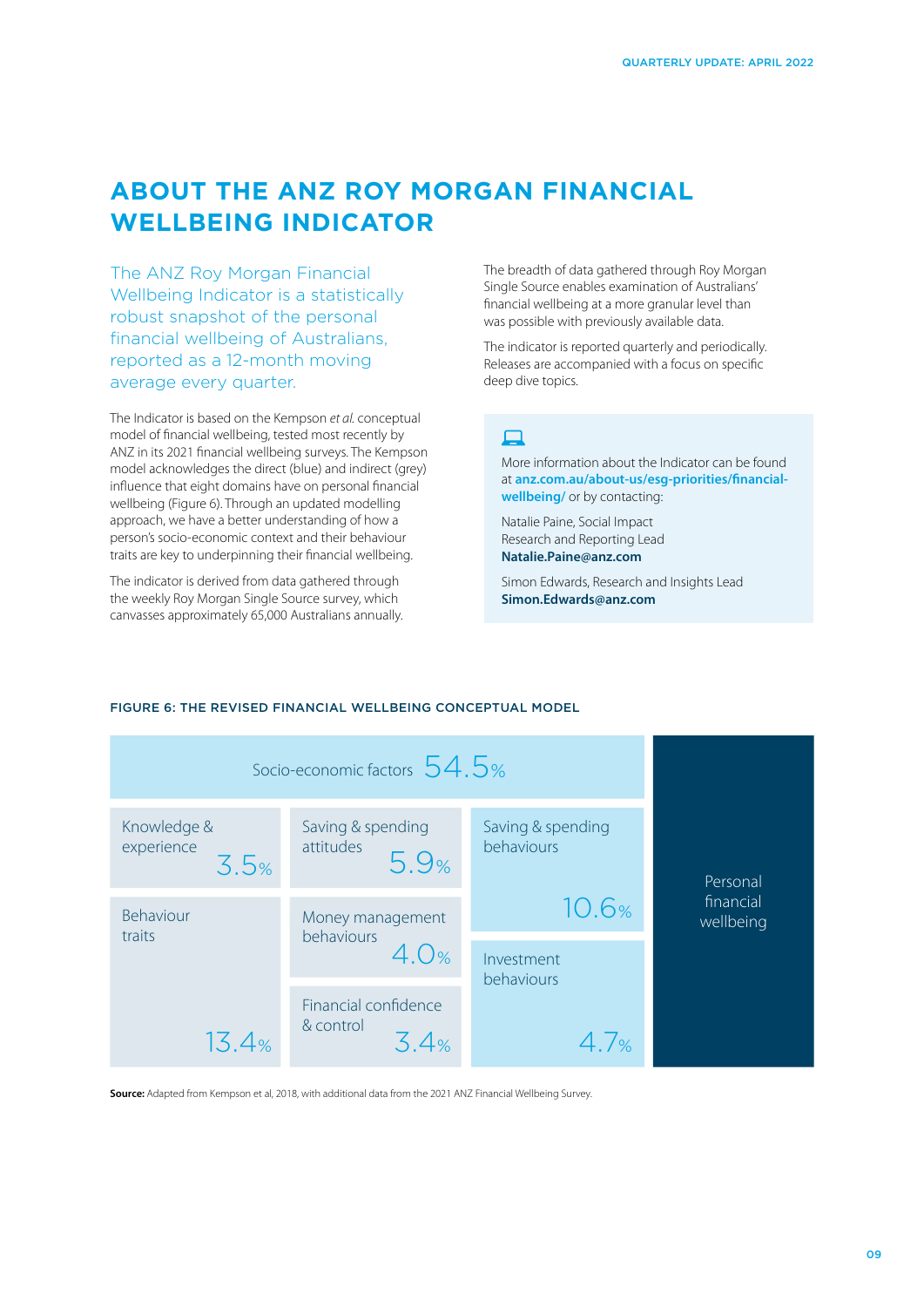# ABOUT THE ANZ ROY MORGAN FINANCIAL WELLBEING INDICATOR

The ANZ Roy Morgan Financial Wellbeing Indicator is a statistically robust snapshot of the personal financial wellbeing of Australians, reported as a 12-month moving average every quarter.

The Indicator is based on the Kempson *et al.* conceptual model of financial wellbeing, tested most recently by ANZ in its 2021 financial wellbeing surveys. The Kempson model acknowledges the direct (blue) and indirect (grey) influence that eight domains have on personal financial wellbeing (Figure 6). Through an updated modelling approach, we have a better understanding of how a person's socio-economic context and their behaviour traits are key to underpinning their financial wellbeing.

The indicator is derived from data gathered through the weekly Roy Morgan Single Source survey, which canvasses approximately 65,000 Australians annually.

The breadth of data gathered through Roy Morgan Single Source enables examination of Australians' financial wellbeing at a more granular level than was possible with previously available data.

The indicator is reported quarterly and periodically. Releases are accompanied with a focus on specific deep dive topics.

More information about the Indicator can be found at **anz.com.au/about-us/esg-priorities/financial-wellbeing/** or by contacting:

Natalie Paine, Social Impact Research and Reporting Lead
**Natalie.Paine@anz.com**

Simon Edwards, Research and Insights Lead
**Simon.Edwards@anz.com**

FIGURE 6: THE REVISED FINANCIAL WELLBEING CONCEPTUAL MODEL

| Factor | Contribution |
|---|---|
| Socio-economic factors | 54.5% |
| Knowledge & experience | 3.5% |
| Behaviour traits | 13.4% |
| Saving & spending attitudes | 5.9% |
| Money management behaviours | 4.0% |
| Financial confidence & control | 3.4% |
| Saving & spending behaviours | 10.6% |
| Investment behaviours | 4.7% |

→ Personal financial wellbeing

**Source:** Adapted from Kempson et al, 2018, with additional data from the 2021 ANZ Financial Wellbeing Survey.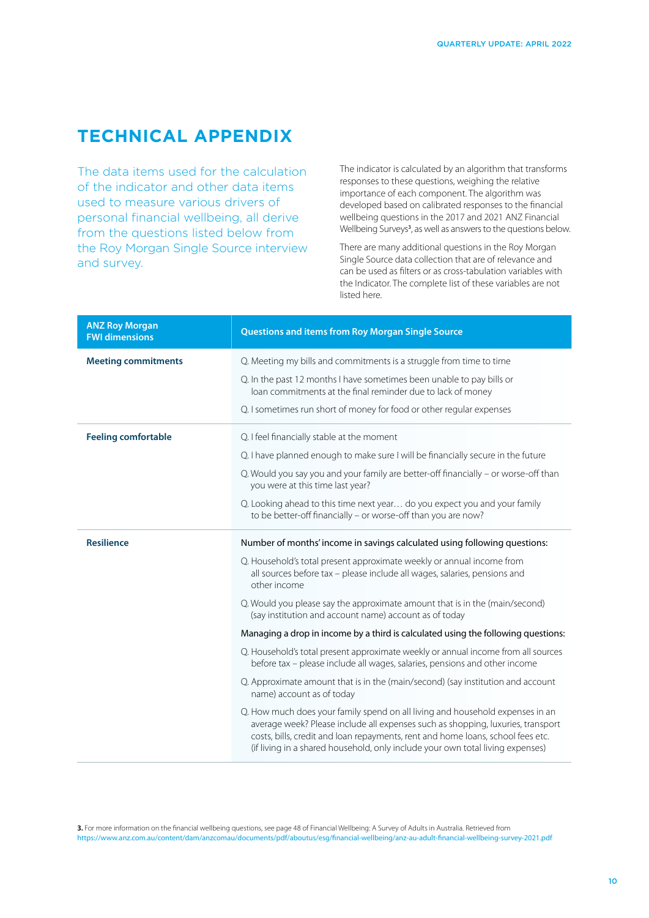# TECHNICAL APPENDIX

The data items used for the calculation of the indicator and other data items used to measure various drivers of personal financial wellbeing, all derive from the questions listed below from the Roy Morgan Single Source interview and survey.

The indicator is calculated by an algorithm that transforms responses to these questions, weighing the relative importance of each component. The algorithm was developed based on calibrated responses to the financial wellbeing questions in the 2017 and 2021 ANZ Financial Wellbeing Surveys[3], as well as answers to the questions below.

There are many additional questions in the Roy Morgan Single Source data collection that are of relevance and can be used as filters or as cross-tabulation variables with the Indicator. The complete list of these variables are not listed here.

| ANZ Roy Morgan FWI dimensions | Questions and items from Roy Morgan Single Source |
| --- | --- |
| **Meeting commitments** | Q. Meeting my bills and commitments is a struggle from time to time |
| | Q. In the past 12 months I have sometimes been unable to pay bills or loan commitments at the final reminder due to lack of money |
| | Q. I sometimes run short of money for food or other regular expenses |
| **Feeling comfortable** | Q. I feel financially stable at the moment |
| | Q. I have planned enough to make sure I will be financially secure in the future |
| | Q. Would you say you and your family are better-off financially – or worse-off than you were at this time last year? |
| | Q. Looking ahead to this time next year… do you expect you and your family to be better-off financially – or worse-off than you are now? |
| **Resilience** | Number of months' income in savings calculated using following questions: |
| | Q. Household's total present approximate weekly or annual income from all sources before tax – please include all wages, salaries, pensions and other income |
| | Q. Would you please say the approximate amount that is in the (main/second) (say institution and account name) account as of today |
| | Managing a drop in income by a third is calculated using the following questions: |
| | Q. Household's total present approximate weekly or annual income from all sources before tax – please include all wages, salaries, pensions and other income |
| | Q. Approximate amount that is in the (main/second) (say institution and account name) account as of today |
| | Q. How much does your family spend on all living and household expenses in an average week? Please include all expenses such as shopping, luxuries, transport costs, bills, credit and loan repayments, rent and home loans, school fees etc. (if living in a shared household, only include your own total living expenses) |

**3.** For more information on the financial wellbeing questions, see page 48 of Financial Wellbeing: A Survey of Adults in Australia. Retrieved from https://www.anz.com.au/content/dam/anzcomau/documents/pdf/aboutus/esg/financial-wellbeing/anz-au-adult-financial-wellbeing-survey-2021.pdf